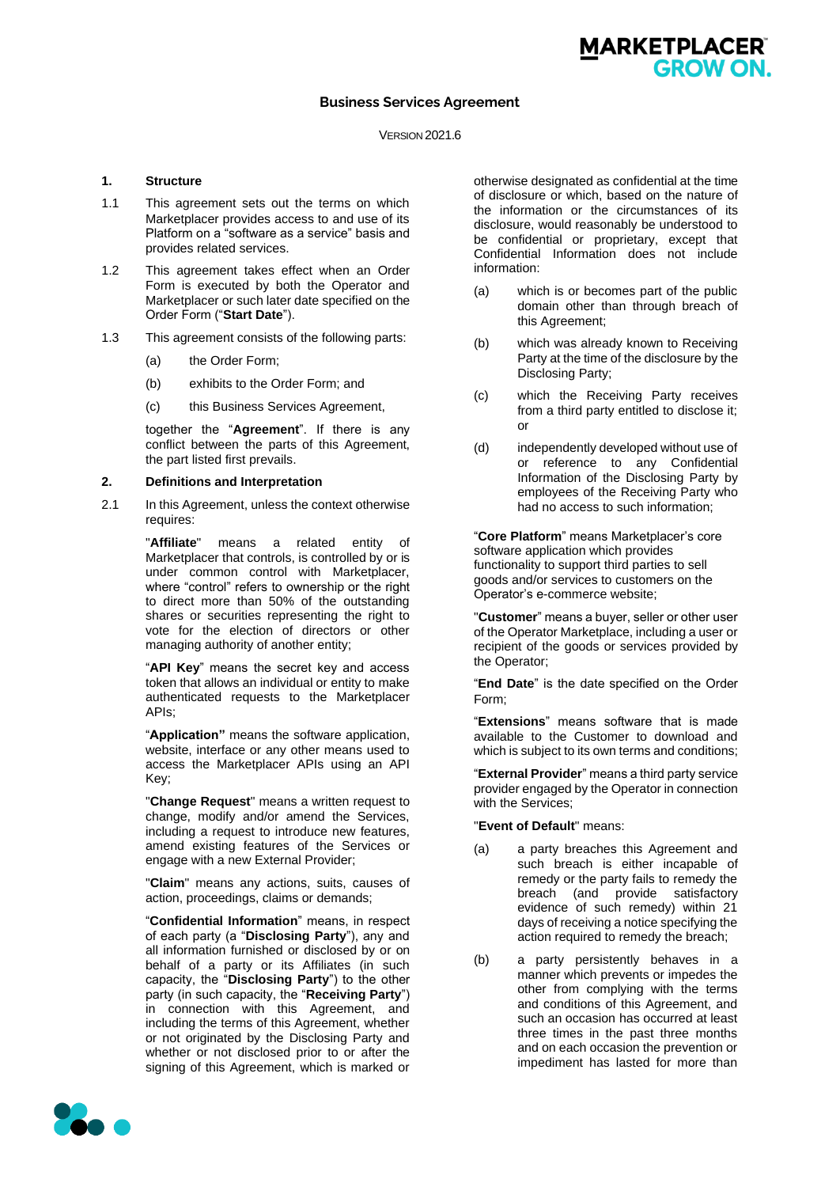# Business Services Agreement

VERSION 2021.6

## 1. Structure

1.1 This agreement sets out the terms on which Marketplacer provides access to and use of its Platform on a "software as a service" basis and provides related services.

1.2 This agreement takes effect when an Order Form is executed by both the Operator and Marketplacer or such later date specified on the Order Form ("**Start Date**").

1.3 This agreement consists of the following parts:

(a) the Order Form;

(b) exhibits to the Order Form; and

(c) this Business Services Agreement,

together the "**Agreement**". If there is any conflict between the parts of this Agreement, the part listed first prevails.

## 2. Definitions and Interpretation

2.1 In this Agreement, unless the context otherwise requires:

"**Affiliate**" means a related entity of Marketplacer that controls, is controlled by or is under common control with Marketplacer, where "control" refers to ownership or the right to direct more than 50% of the outstanding shares or securities representing the right to vote for the election of directors or other managing authority of another entity;

"**API Key**" means the secret key and access token that allows an individual or entity to make authenticated requests to the Marketplacer APIs;

"**Application"** means the software application, website, interface or any other means used to access the Marketplacer APIs using an API Key;

"**Change Request**" means a written request to change, modify and/or amend the Services, including a request to introduce new features, amend existing features of the Services or engage with a new External Provider;

"**Claim**" means any actions, suits, causes of action, proceedings, claims or demands;

"**Confidential Information**" means, in respect of each party (a "**Disclosing Party**"), any and all information furnished or disclosed by or on behalf of a party or its Affiliates (in such capacity, the "**Disclosing Party**") to the other party (in such capacity, the "**Receiving Party**") in connection with this Agreement, and including the terms of this Agreement, whether or not originated by the Disclosing Party and whether or not disclosed prior to or after the signing of this Agreement, which is marked or otherwise designated as confidential at the time of disclosure or which, based on the nature of the information or the circumstances of its disclosure, would reasonably be understood to be confidential or proprietary, except that Confidential Information does not include information:

(a) which is or becomes part of the public domain other than through breach of this Agreement;

(b) which was already known to Receiving Party at the time of the disclosure by the Disclosing Party;

(c) which the Receiving Party receives from a third party entitled to disclose it; or

(d) independently developed without use of or reference to any Confidential Information of the Disclosing Party by employees of the Receiving Party who had no access to such information;

"**Core Platform**" means Marketplacer's core software application which provides functionality to support third parties to sell goods and/or services to customers on the Operator's e-commerce website;

"**Customer**" means a buyer, seller or other user of the Operator Marketplace, including a user or recipient of the goods or services provided by the Operator;

"**End Date**" is the date specified on the Order Form;

"**Extensions**" means software that is made available to the Customer to download and which is subject to its own terms and conditions;

"**External Provider**" means a third party service provider engaged by the Operator in connection with the Services;

"**Event of Default**" means:

(a) a party breaches this Agreement and such breach is either incapable of remedy or the party fails to remedy the breach (and provide satisfactory evidence of such remedy) within 21 days of receiving a notice specifying the action required to remedy the breach;

(b) a party persistently behaves in a manner which prevents or impedes the other from complying with the terms and conditions of this Agreement, and such an occasion has occurred at least three times in the past three months and on each occasion the prevention or impediment has lasted for more than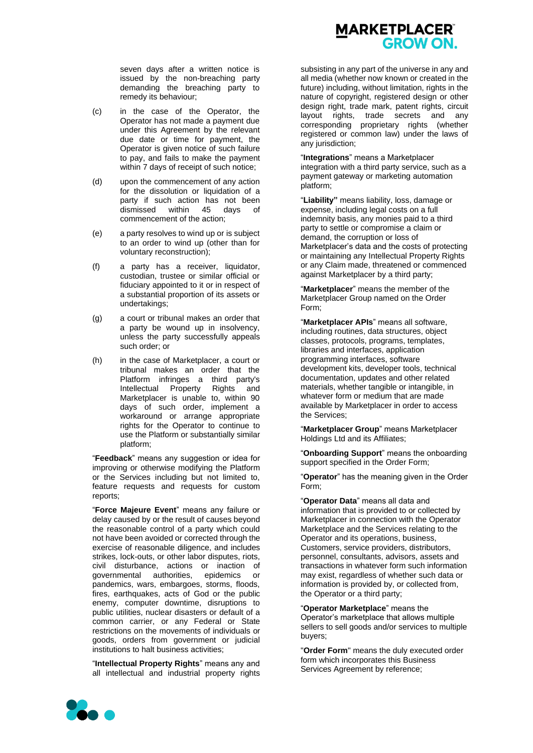seven days after a written notice is issued by the non-breaching party demanding the breaching party to remedy its behaviour;

(c) in the case of the Operator, the Operator has not made a payment due under this Agreement by the relevant due date or time for payment, the Operator is given notice of such failure to pay, and fails to make the payment within 7 days of receipt of such notice;

(d) upon the commencement of any action for the dissolution or liquidation of a party if such action has not been dismissed within 45 days of commencement of the action;

(e) a party resolves to wind up or is subject to an order to wind up (other than for voluntary reconstruction);

(f) a party has a receiver, liquidator, custodian, trustee or similar official or fiduciary appointed to it or in respect of a substantial proportion of its assets or undertakings;

(g) a court or tribunal makes an order that a party be wound up in insolvency, unless the party successfully appeals such order; or

(h) in the case of Marketplacer, a court or tribunal makes an order that the Platform infringes a third party's Intellectual Property Rights and Marketplacer is unable to, within 90 days of such order, implement a workaround or arrange appropriate rights for the Operator to continue to use the Platform or substantially similar platform;

"**Feedback**" means any suggestion or idea for improving or otherwise modifying the Platform or the Services including but not limited to, feature requests and requests for custom reports;

"**Force Majeure Event**" means any failure or delay caused by or the result of causes beyond the reasonable control of a party which could not have been avoided or corrected through the exercise of reasonable diligence, and includes strikes, lock-outs, or other labor disputes, riots, civil disturbance, actions or inaction of governmental authorities, epidemics or pandemics, wars, embargoes, storms, floods, fires, earthquakes, acts of God or the public enemy, computer downtime, disruptions to public utilities, nuclear disasters or default of a common carrier, or any Federal or State restrictions on the movements of individuals or goods, orders from government or judicial institutions to halt business activities;

"**Intellectual Property Rights**" means any and all intellectual and industrial property rights subsisting in any part of the universe in any and all media (whether now known or created in the future) including, without limitation, rights in the nature of copyright, registered design or other design right, trade mark, patent rights, circuit layout rights, trade secrets and any corresponding proprietary rights (whether registered or common law) under the laws of any jurisdiction;

"**Integrations**" means a Marketplacer integration with a third party service, such as a payment gateway or marketing automation platform;

"**Liability**" means liability, loss, damage or expense, including legal costs on a full indemnity basis, any monies paid to a third party to settle or compromise a claim or demand, the corruption or loss of Marketplacer's data and the costs of protecting or maintaining any Intellectual Property Rights or any Claim made, threatened or commenced against Marketplacer by a third party;

"**Marketplacer**" means the member of the Marketplacer Group named on the Order Form;

"**Marketplacer APIs**" means all software, including routines, data structures, object classes, protocols, programs, templates, libraries and interfaces, application programming interfaces, software development kits, developer tools, technical documentation, updates and other related materials, whether tangible or intangible, in whatever form or medium that are made available by Marketplacer in order to access the Services;

"**Marketplacer Group**" means Marketplacer Holdings Ltd and its Affiliates;

"**Onboarding Support**" means the onboarding support specified in the Order Form;

"**Operator**" has the meaning given in the Order Form;

"**Operator Data**" means all data and information that is provided to or collected by Marketplacer in connection with the Operator Marketplace and the Services relating to the Operator and its operations, business, Customers, service providers, distributors, personnel, consultants, advisors, assets and transactions in whatever form such information may exist, regardless of whether such data or information is provided by, or collected from, the Operator or a third party;

"**Operator Marketplace**" means the Operator's marketplace that allows multiple sellers to sell goods and/or services to multiple buyers;

"**Order Form**" means the duly executed order form which incorporates this Business Services Agreement by reference;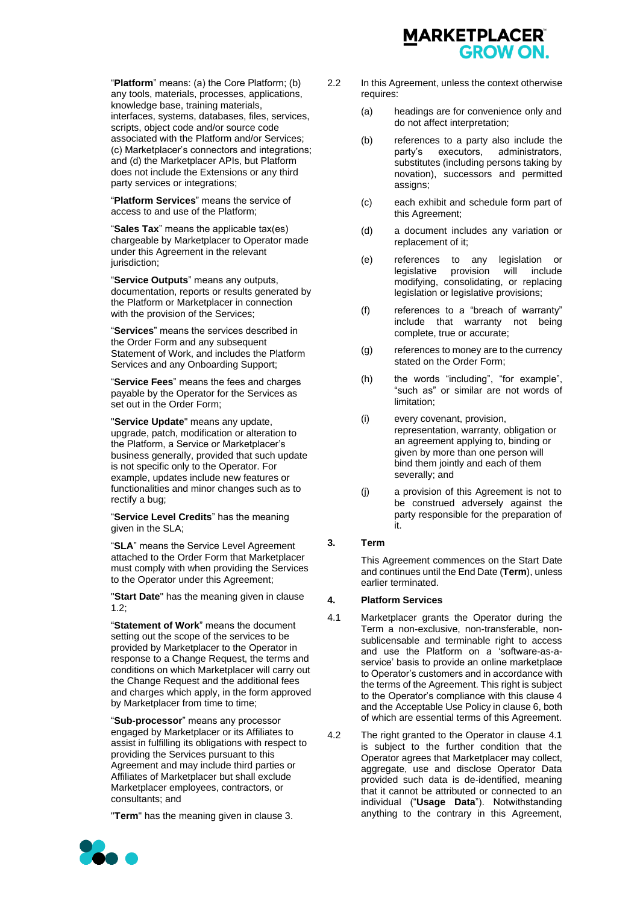"**Platform**" means: (a) the Core Platform; (b) any tools, materials, processes, applications, knowledge base, training materials, interfaces, systems, databases, files, services, scripts, object code and/or source code associated with the Platform and/or Services; (c) Marketplacer's connectors and integrations; and (d) the Marketplacer APIs, but Platform does not include the Extensions or any third party services or integrations;

"**Platform Services**" means the service of access to and use of the Platform;

"**Sales Tax**" means the applicable tax(es) chargeable by Marketplacer to Operator made under this Agreement in the relevant jurisdiction;

"**Service Outputs**" means any outputs, documentation, reports or results generated by the Platform or Marketplacer in connection with the provision of the Services;

"**Services**" means the services described in the Order Form and any subsequent Statement of Work, and includes the Platform Services and any Onboarding Support;

"**Service Fees**" means the fees and charges payable by the Operator for the Services as set out in the Order Form;

"**Service Update**" means any update, upgrade, patch, modification or alteration to the Platform, a Service or Marketplacer's business generally, provided that such update is not specific only to the Operator. For example, updates include new features or functionalities and minor changes such as to rectify a bug;

"**Service Level Credits**" has the meaning given in the SLA;

"**SLA**" means the Service Level Agreement attached to the Order Form that Marketplacer must comply with when providing the Services to the Operator under this Agreement;

"**Start Date**" has the meaning given in clause 1.2;

"**Statement of Work**" means the document setting out the scope of the services to be provided by Marketplacer to the Operator in response to a Change Request, the terms and conditions on which Marketplacer will carry out the Change Request and the additional fees and charges which apply, in the form approved by Marketplacer from time to time;

"**Sub-processor**" means any processor engaged by Marketplacer or its Affiliates to assist in fulfilling its obligations with respect to providing the Services pursuant to this Agreement and may include third parties or Affiliates of Marketplacer but shall exclude Marketplacer employees, contractors, or consultants; and

"**Term**" has the meaning given in clause 3.

2.2 In this Agreement, unless the context otherwise requires:

(a) headings are for convenience only and do not affect interpretation;

(b) references to a party also include the party's executors, administrators, substitutes (including persons taking by novation), successors and permitted assigns;

(c) each exhibit and schedule form part of this Agreement;

(d) a document includes any variation or replacement of it;

(e) references to any legislation or legislative provision will include modifying, consolidating, or replacing legislation or legislative provisions;

(f) references to a "breach of warranty" include that warranty not being complete, true or accurate;

(g) references to money are to the currency stated on the Order Form;

(h) the words "including", "for example", "such as" or similar are not words of limitation;

(i) every covenant, provision, representation, warranty, obligation or an agreement applying to, binding or given by more than one person will bind them jointly and each of them severally; and

(j) a provision of this Agreement is not to be construed adversely against the party responsible for the preparation of it.

## 3. Term

This Agreement commences on the Start Date and continues until the End Date (**Term**), unless earlier terminated.

## 4. Platform Services

4.1 Marketplacer grants the Operator during the Term a non-exclusive, non-transferable, non-sublicensable and terminable right to access and use the Platform on a 'software-as-a-service' basis to provide an online marketplace to Operator's customers and in accordance with the terms of the Agreement. This right is subject to the Operator's compliance with this clause 4 and the Acceptable Use Policy in clause 6, both of which are essential terms of this Agreement.

4.2 The right granted to the Operator in clause 4.1 is subject to the further condition that the Operator agrees that Marketplacer may collect, aggregate, use and disclose Operator Data provided such data is de-identified, meaning that it cannot be attributed or connected to an individual ("**Usage Data**"). Notwithstanding anything to the contrary in this Agreement,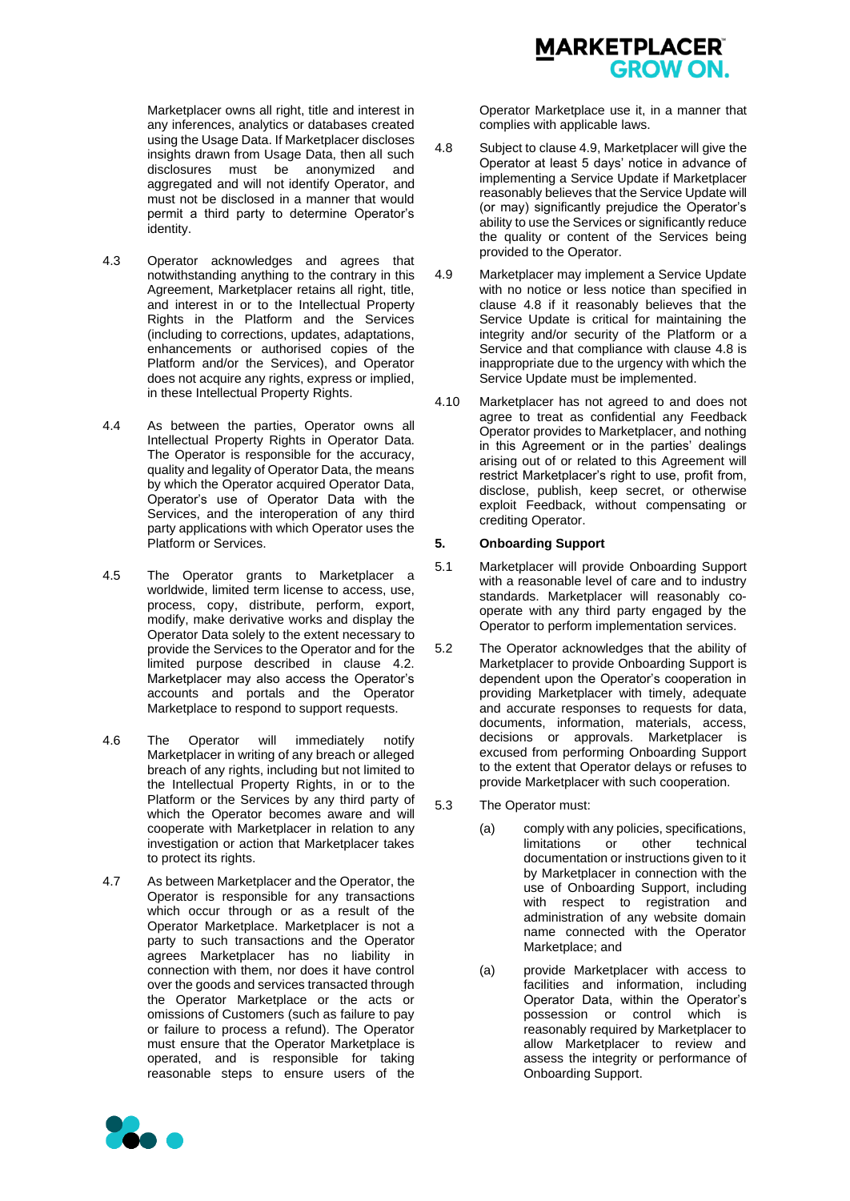Marketplacer owns all right, title and interest in any inferences, analytics or databases created using the Usage Data. If Marketplacer discloses insights drawn from Usage Data, then all such disclosures must be anonymized and aggregated and will not identify Operator, and must not be disclosed in a manner that would permit a third party to determine Operator's identity.

4.3 Operator acknowledges and agrees that notwithstanding anything to the contrary in this Agreement, Marketplacer retains all right, title, and interest in or to the Intellectual Property Rights in the Platform and the Services (including to corrections, updates, adaptations, enhancements or authorised copies of the Platform and/or the Services), and Operator does not acquire any rights, express or implied, in these Intellectual Property Rights.

4.4 As between the parties, Operator owns all Intellectual Property Rights in Operator Data. The Operator is responsible for the accuracy, quality and legality of Operator Data, the means by which the Operator acquired Operator Data, Operator's use of Operator Data with the Services, and the interoperation of any third party applications with which Operator uses the Platform or Services.

4.5 The Operator grants to Marketplacer a worldwide, limited term license to access, use, process, copy, distribute, perform, export, modify, make derivative works and display the Operator Data solely to the extent necessary to provide the Services to the Operator and for the limited purpose described in clause 4.2. Marketplacer may also access the Operator's accounts and portals and the Operator Marketplace to respond to support requests.

4.6 The Operator will immediately notify Marketplacer in writing of any breach or alleged breach of any rights, including but not limited to the Intellectual Property Rights, in or to the Platform or the Services by any third party of which the Operator becomes aware and will cooperate with Marketplacer in relation to any investigation or action that Marketplacer takes to protect its rights.

4.7 As between Marketplacer and the Operator, the Operator is responsible for any transactions which occur through or as a result of the Operator Marketplace. Marketplacer is not a party to such transactions and the Operator agrees Marketplacer has no liability in connection with them, nor does it have control over the goods and services transacted through the Operator Marketplace or the acts or omissions of Customers (such as failure to pay or failure to process a refund). The Operator must ensure that the Operator Marketplace is operated, and is responsible for taking reasonable steps to ensure users of the Operator Marketplace use it, in a manner that complies with applicable laws.

4.8 Subject to clause 4.9, Marketplacer will give the Operator at least 5 days' notice in advance of implementing a Service Update if Marketplacer reasonably believes that the Service Update will (or may) significantly prejudice the Operator's ability to use the Services or significantly reduce the quality or content of the Services being provided to the Operator.

4.9 Marketplacer may implement a Service Update with no notice or less notice than specified in clause 4.8 if it reasonably believes that the Service Update is critical for maintaining the integrity and/or security of the Platform or a Service and that compliance with clause 4.8 is inappropriate due to the urgency with which the Service Update must be implemented.

4.10 Marketplacer has not agreed to and does not agree to treat as confidential any Feedback Operator provides to Marketplacer, and nothing in this Agreement or in the parties' dealings arising out of or related to this Agreement will restrict Marketplacer's right to use, profit from, disclose, publish, keep secret, or otherwise exploit Feedback, without compensating or crediting Operator.

## 5. Onboarding Support

5.1 Marketplacer will provide Onboarding Support with a reasonable level of care and to industry standards. Marketplacer will reasonably co-operate with any third party engaged by the Operator to perform implementation services.

5.2 The Operator acknowledges that the ability of Marketplacer to provide Onboarding Support is dependent upon the Operator's cooperation in providing Marketplacer with timely, adequate and accurate responses to requests for data, documents, information, materials, access, decisions or approvals. Marketplacer is excused from performing Onboarding Support to the extent that Operator delays or refuses to provide Marketplacer with such cooperation.

5.3 The Operator must:

(a) comply with any policies, specifications, limitations or other technical documentation or instructions given to it by Marketplacer in connection with the use of Onboarding Support, including with respect to registration and administration of any website domain name connected with the Operator Marketplace; and

(a) provide Marketplacer with access to facilities and information, including Operator Data, within the Operator's possession or control which is reasonably required by Marketplacer to allow Marketplacer to review and assess the integrity or performance of Onboarding Support.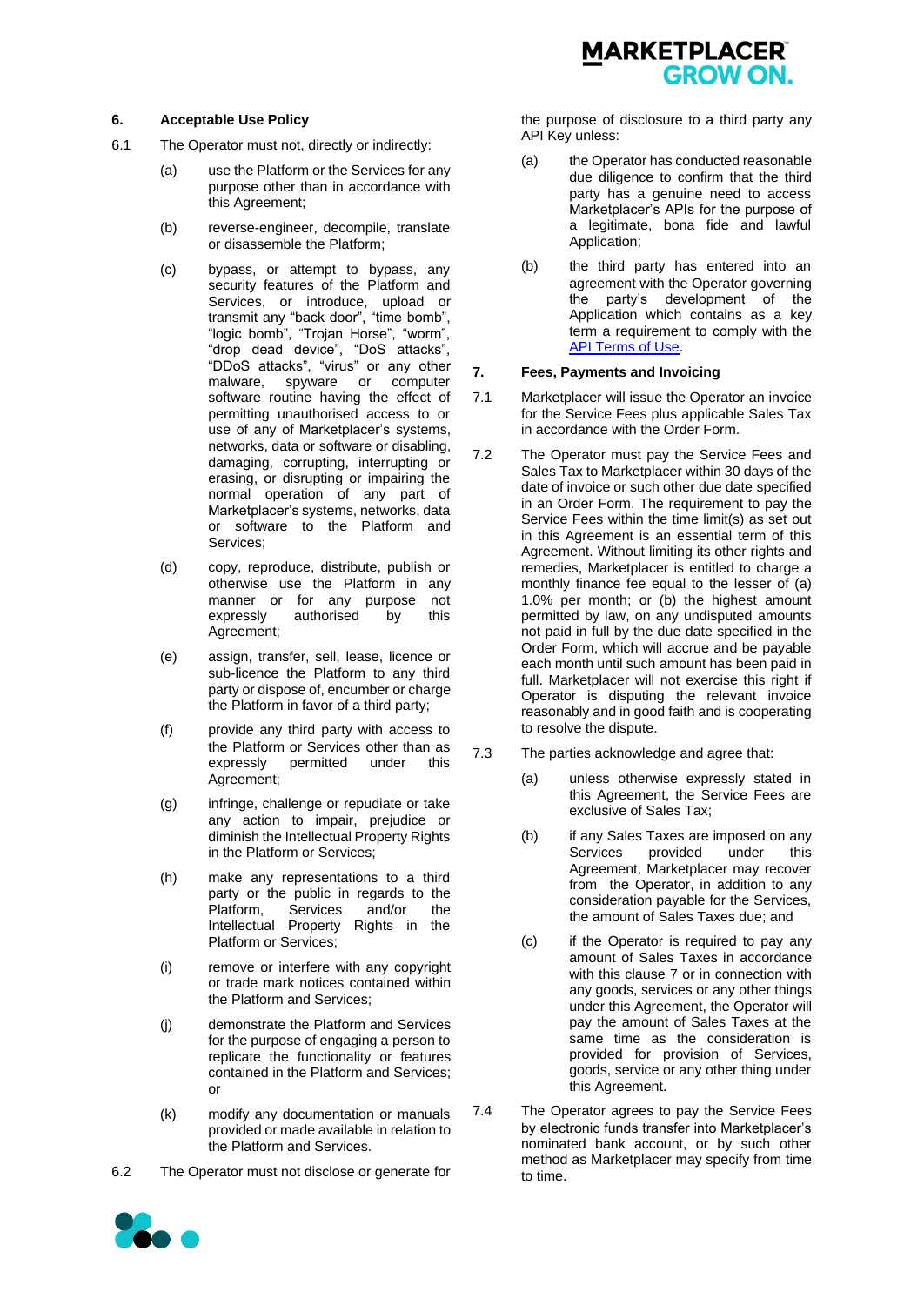## 6. Acceptable Use Policy

6.1 The Operator must not, directly or indirectly:

(a) use the Platform or the Services for any purpose other than in accordance with this Agreement;

(b) reverse-engineer, decompile, translate or disassemble the Platform;

(c) bypass, or attempt to bypass, any security features of the Platform and Services, or introduce, upload or transmit any "back door", "time bomb", "logic bomb", "Trojan Horse", "worm", "drop dead device", "DoS attacks", "DDoS attacks", "virus" or any other malware, spyware or computer software routine having the effect of permitting unauthorised access to or use of any of Marketplacer's systems, networks, data or software or disabling, damaging, corrupting, interrupting or erasing, or disrupting or impairing the normal operation of any part of Marketplacer's systems, networks, data or software to the Platform and Services;

(d) copy, reproduce, distribute, publish or otherwise use the Platform in any manner or for any purpose not expressly authorised by this Agreement;

(e) assign, transfer, sell, lease, licence or sub-licence the Platform to any third party or dispose of, encumber or charge the Platform in favor of a third party;

(f) provide any third party with access to the Platform or Services other than as expressly permitted under this Agreement;

(g) infringe, challenge or repudiate or take any action to impair, prejudice or diminish the Intellectual Property Rights in the Platform or Services;

(h) make any representations to a third party or the public in regards to the Platform, Services and/or the Intellectual Property Rights in the Platform or Services;

(i) remove or interfere with any copyright or trade mark notices contained within the Platform and Services;

(j) demonstrate the Platform and Services for the purpose of engaging a person to replicate the functionality or features contained in the Platform and Services; or

(k) modify any documentation or manuals provided or made available in relation to the Platform and Services.

6.2 The Operator must not disclose or generate for the purpose of disclosure to a third party any API Key unless:

(a) the Operator has conducted reasonable due diligence to confirm that the third party has a genuine need to access Marketplacer's APIs for the purpose of a legitimate, bona fide and lawful Application;

(b) the third party has entered into an agreement with the Operator governing the party's development of the Application which contains as a key term a requirement to comply with the [API Terms of Use](API Terms of Use).

## 7. Fees, Payments and Invoicing

7.1 Marketplacer will issue the Operator an invoice for the Service Fees plus applicable Sales Tax in accordance with the Order Form.

7.2 The Operator must pay the Service Fees and Sales Tax to Marketplacer within 30 days of the date of invoice or such other due date specified in an Order Form. The requirement to pay the Service Fees within the time limit(s) as set out in this Agreement is an essential term of this Agreement. Without limiting its other rights and remedies, Marketplacer is entitled to charge a monthly finance fee equal to the lesser of (a) 1.0% per month; or (b) the highest amount permitted by law, on any undisputed amounts not paid in full by the due date specified in the Order Form, which will accrue and be payable each month until such amount has been paid in full. Marketplacer will not exercise this right if Operator is disputing the relevant invoice reasonably and in good faith and is cooperating to resolve the dispute.

7.3 The parties acknowledge and agree that:

(a) unless otherwise expressly stated in this Agreement, the Service Fees are exclusive of Sales Tax;

(b) if any Sales Taxes are imposed on any Services provided under this Agreement, Marketplacer may recover from the Operator, in addition to any consideration payable for the Services, the amount of Sales Taxes due; and

(c) if the Operator is required to pay any amount of Sales Taxes in accordance with this clause 7 or in connection with any goods, services or any other things under this Agreement, the Operator will pay the amount of Sales Taxes at the same time as the consideration is provided for provision of Services, goods, service or any other thing under this Agreement.

7.4 The Operator agrees to pay the Service Fees by electronic funds transfer into Marketplacer's nominated bank account, or by such other method as Marketplacer may specify from time to time.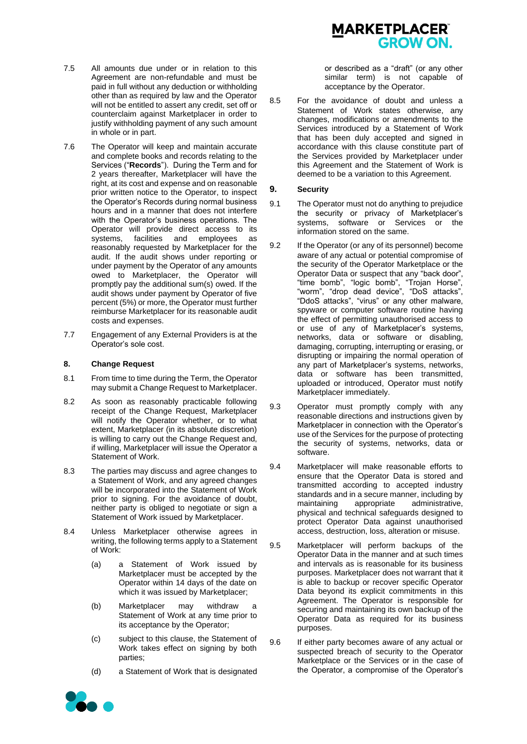7.5 All amounts due under or in relation to this Agreement are non-refundable and must be paid in full without any deduction or withholding other than as required by law and the Operator will not be entitled to assert any credit, set off or counterclaim against Marketplacer in order to justify withholding payment of any such amount in whole or in part.

7.6 The Operator will keep and maintain accurate and complete books and records relating to the Services ("**Records**"). During the Term and for 2 years thereafter, Marketplacer will have the right, at its cost and expense and on reasonable prior written notice to the Operator, to inspect the Operator's Records during normal business hours and in a manner that does not interfere with the Operator's business operations. The Operator will provide direct access to its systems, facilities and employees as reasonably requested by Marketplacer for the audit. If the audit shows under reporting or under payment by the Operator of any amounts owed to Marketplacer, the Operator will promptly pay the additional sum(s) owed. If the audit shows under payment by Operator of five percent (5%) or more, the Operator must further reimburse Marketplacer for its reasonable audit costs and expenses.

7.7 Engagement of any External Providers is at the Operator's sole cost.

## 8. Change Request

8.1 From time to time during the Term, the Operator may submit a Change Request to Marketplacer.

8.2 As soon as reasonably practicable following receipt of the Change Request, Marketplacer will notify the Operator whether, or to what extent, Marketplacer (in its absolute discretion) is willing to carry out the Change Request and, if willing, Marketplacer will issue the Operator a Statement of Work.

8.3 The parties may discuss and agree changes to a Statement of Work, and any agreed changes will be incorporated into the Statement of Work prior to signing. For the avoidance of doubt, neither party is obliged to negotiate or sign a Statement of Work issued by Marketplacer.

8.4 Unless Marketplacer otherwise agrees in writing, the following terms apply to a Statement of Work:

(a) a Statement of Work issued by Marketplacer must be accepted by the Operator within 14 days of the date on which it was issued by Marketplacer;

(b) Marketplacer may withdraw a Statement of Work at any time prior to its acceptance by the Operator;

(c) subject to this clause, the Statement of Work takes effect on signing by both parties;

(d) a Statement of Work that is designated or described as a "draft" (or any other similar term) is not capable of acceptance by the Operator.

8.5 For the avoidance of doubt and unless a Statement of Work states otherwise, any changes, modifications or amendments to the Services introduced by a Statement of Work that has been duly accepted and signed in accordance with this clause constitute part of the Services provided by Marketplacer under this Agreement and the Statement of Work is deemed to be a variation to this Agreement.

## 9. Security

9.1 The Operator must not do anything to prejudice the security or privacy of Marketplacer's systems, software or Services or the information stored on the same.

9.2 If the Operator (or any of its personnel) become aware of any actual or potential compromise of the security of the Operator Marketplace or the Operator Data or suspect that any "back door", "time bomb", "logic bomb", "Trojan Horse", "worm", "drop dead device", "DoS attacks", "DdoS attacks", "virus" or any other malware, spyware or computer software routine having the effect of permitting unauthorised access to or use of any of Marketplacer's systems, networks, data or software or disabling, damaging, corrupting, interrupting or erasing, or disrupting or impairing the normal operation of any part of Marketplacer's systems, networks, data or software has been transmitted, uploaded or introduced, Operator must notify Marketplacer immediately.

9.3 Operator must promptly comply with any reasonable directions and instructions given by Marketplacer in connection with the Operator's use of the Services for the purpose of protecting the security of systems, networks, data or software.

9.4 Marketplacer will make reasonable efforts to ensure that the Operator Data is stored and transmitted according to accepted industry standards and in a secure manner, including by maintaining appropriate administrative, physical and technical safeguards designed to protect Operator Data against unauthorised access, destruction, loss, alteration or misuse.

9.5 Marketplacer will perform backups of the Operator Data in the manner and at such times and intervals as is reasonable for its business purposes. Marketplacer does not warrant that it is able to backup or recover specific Operator Data beyond its explicit commitments in this Agreement. The Operator is responsible for securing and maintaining its own backup of the Operator Data as required for its business purposes.

9.6 If either party becomes aware of any actual or suspected breach of security to the Operator Marketplace or the Services or in the case of the Operator, a compromise of the Operator's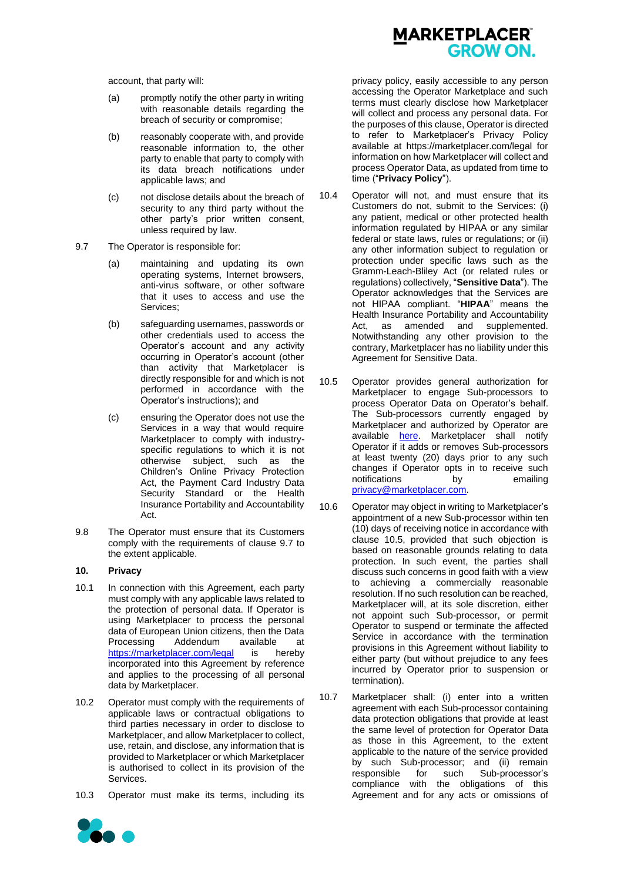account, that party will:

(a) promptly notify the other party in writing with reasonable details regarding the breach of security or compromise;

(b) reasonably cooperate with, and provide reasonable information to, the other party to enable that party to comply with its data breach notifications under applicable laws; and

(c) not disclose details about the breach of security to any third party without the other party's prior written consent, unless required by law.

9.7 The Operator is responsible for:

(a) maintaining and updating its own operating systems, Internet browsers, anti-virus software, or other software that it uses to access and use the Services;

(b) safeguarding usernames, passwords or other credentials used to access the Operator's account and any activity occurring in Operator's account (other than activity that Marketplacer is directly responsible for and which is not performed in accordance with the Operator's instructions); and

(c) ensuring the Operator does not use the Services in a way that would require Marketplacer to comply with industry-specific regulations to which it is not otherwise subject, such as the Children's Online Privacy Protection Act, the Payment Card Industry Data Security Standard or the Health Insurance Portability and Accountability Act.

9.8 The Operator must ensure that its Customers comply with the requirements of clause 9.7 to the extent applicable.

## 10. Privacy

10.1 In connection with this Agreement, each party must comply with any applicable laws related to the protection of personal data. If Operator is using Marketplacer to process the personal data of European Union citizens, then the Data Processing Addendum available at [https://marketplacer.com/legal](https://marketplacer.com/legal) is hereby incorporated into this Agreement by reference and applies to the processing of all personal data by Marketplacer.

10.2 Operator must comply with the requirements of applicable laws or contractual obligations to third parties necessary in order to disclose to Marketplacer, and allow Marketplacer to collect, use, retain, and disclose, any information that is provided to Marketplacer or which Marketplacer is authorised to collect in its provision of the Services.

10.3 Operator must make its terms, including its privacy policy, easily accessible to any person accessing the Operator Marketplace and such terms must clearly disclose how Marketplacer will collect and process any personal data. For the purposes of this clause, Operator is directed to refer to Marketplacer's Privacy Policy available at https://marketplacer.com/legal for information on how Marketplacer will collect and process Operator Data, as updated from time to time ("**Privacy Policy**").

10.4 Operator will not, and must ensure that its Customers do not, submit to the Services: (i) any patient, medical or other protected health information regulated by HIPAA or any similar federal or state laws, rules or regulations; or (ii) any other information subject to regulation or protection under specific laws such as the Gramm-Leach-Bliley Act (or related rules or regulations) collectively, "**Sensitive Data**"). The Operator acknowledges that the Services are not HIPAA compliant. "**HIPAA**" means the Health Insurance Portability and Accountability Act, as amended and supplemented. Notwithstanding any other provision to the contrary, Marketplacer has no liability under this Agreement for Sensitive Data.

10.5 Operator provides general authorization for Marketplacer to engage Sub-processors to process Operator Data on Operator's behalf. The Sub-processors currently engaged by Marketplacer and authorized by Operator are available [here](here). Marketplacer shall notify Operator if it adds or removes Sub-processors at least twenty (20) days prior to any such changes if Operator opts in to receive such notifications by emailing [privacy@marketplacer.com](mailto:privacy@marketplacer.com).

10.6 Operator may object in writing to Marketplacer's appointment of a new Sub-processor within ten (10) days of receiving notice in accordance with clause 10.5, provided that such objection is based on reasonable grounds relating to data protection. In such event, the parties shall discuss such concerns in good faith with a view to achieving a commercially reasonable resolution. If no such resolution can be reached, Marketplacer will, at its sole discretion, either not appoint such Sub-processor, or permit Operator to suspend or terminate the affected Service in accordance with the termination provisions in this Agreement without liability to either party (but without prejudice to any fees incurred by Operator prior to suspension or termination).

10.7 Marketplacer shall: (i) enter into a written agreement with each Sub-processor containing data protection obligations that provide at least the same level of protection for Operator Data as those in this Agreement, to the extent applicable to the nature of the service provided by such Sub-processor; and (ii) remain responsible for such Sub-processor's compliance with the obligations of this Agreement and for any acts or omissions of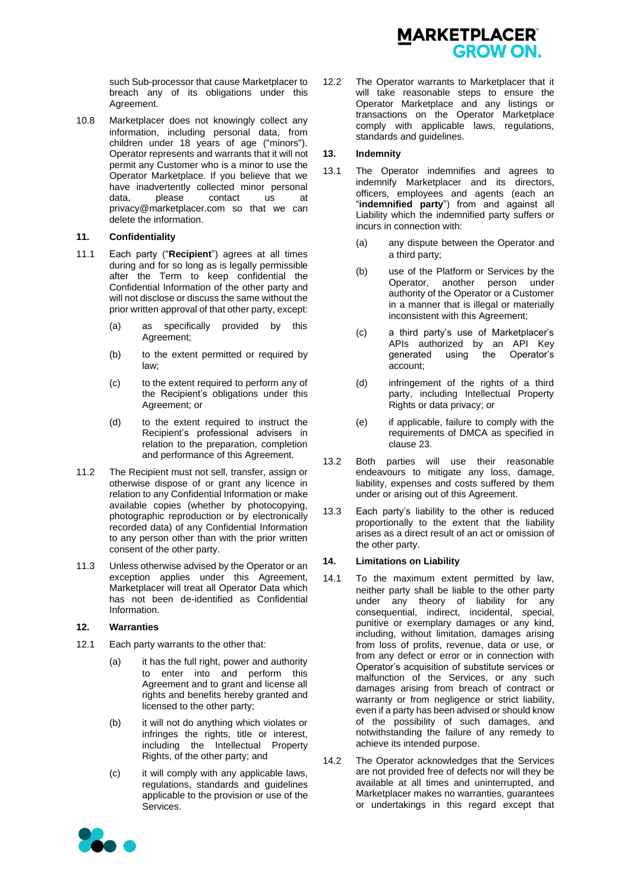such Sub-processor that cause Marketplacer to breach any of its obligations under this Agreement.

10.8 Marketplacer does not knowingly collect any information, including personal data, from children under 18 years of age ("minors"). Operator represents and warrants that it will not permit any Customer who is a minor to use the Operator Marketplace. If you believe that we have inadvertently collected minor personal data, please contact us at privacy@marketplacer.com so that we can delete the information.

## 11. Confidentiality

11.1 Each party ("**Recipient**") agrees at all times during and for so long as is legally permissible after the Term to keep confidential the Confidential Information of the other party and will not disclose or discuss the same without the prior written approval of that other party, except:

(a) as specifically provided by this Agreement;

(b) to the extent permitted or required by law;

(c) to the extent required to perform any of the Recipient's obligations under this Agreement; or

(d) to the extent required to instruct the Recipient's professional advisers in relation to the preparation, completion and performance of this Agreement.

11.2 The Recipient must not sell, transfer, assign or otherwise dispose of or grant any licence in relation to any Confidential Information or make available copies (whether by photocopying, photographic reproduction or by electronically recorded data) of any Confidential Information to any person other than with the prior written consent of the other party.

11.3 Unless otherwise advised by the Operator or an exception applies under this Agreement, Marketplacer will treat all Operator Data which has not been de-identified as Confidential Information.

## 12. Warranties

12.1 Each party warrants to the other that:

(a) it has the full right, power and authority to enter into and perform this Agreement and to grant and license all rights and benefits hereby granted and licensed to the other party;

(b) it will not do anything which violates or infringes the rights, title or interest, including the Intellectual Property Rights, of the other party; and

(c) it will comply with any applicable laws, regulations, standards and guidelines applicable to the provision or use of the Services.

12.2 The Operator warrants to Marketplacer that it will take reasonable steps to ensure the Operator Marketplace and any listings or transactions on the Operator Marketplace comply with applicable laws, regulations, standards and guidelines.

## 13. Indemnity

13.1 The Operator indemnifies and agrees to indemnify Marketplacer and its directors, officers, employees and agents (each an "**indemnified party**") from and against all Liability which the indemnified party suffers or incurs in connection with:

(a) any dispute between the Operator and a third party;

(b) use of the Platform or Services by the Operator, another person under authority of the Operator or a Customer in a manner that is illegal or materially inconsistent with this Agreement;

(c) a third party's use of Marketplacer's APIs authorized by an API Key generated using the Operator's account;

(d) infringement of the rights of a third party, including Intellectual Property Rights or data privacy; or

(e) if applicable, failure to comply with the requirements of DMCA as specified in clause 23.

13.2 Both parties will use their reasonable endeavours to mitigate any loss, damage, liability, expenses and costs suffered by them under or arising out of this Agreement.

13.3 Each party's liability to the other is reduced proportionally to the extent that the liability arises as a direct result of an act or omission of the other party.

## 14. Limitations on Liability

14.1 To the maximum extent permitted by law, neither party shall be liable to the other party under any theory of liability for any consequential, indirect, incidental, special, punitive or exemplary damages or any kind, including, without limitation, damages arising from loss of profits, revenue, data or use, or from any defect or error or in connection with Operator's acquisition of substitute services or malfunction of the Services, or any such damages arising from breach of contract or warranty or from negligence or strict liability, even if a party has been advised or should know of the possibility of such damages, and notwithstanding the failure of any remedy to achieve its intended purpose.

14.2 The Operator acknowledges that the Services are not provided free of defects nor will they be available at all times and uninterrupted, and Marketplacer makes no warranties, guarantees or undertakings in this regard except that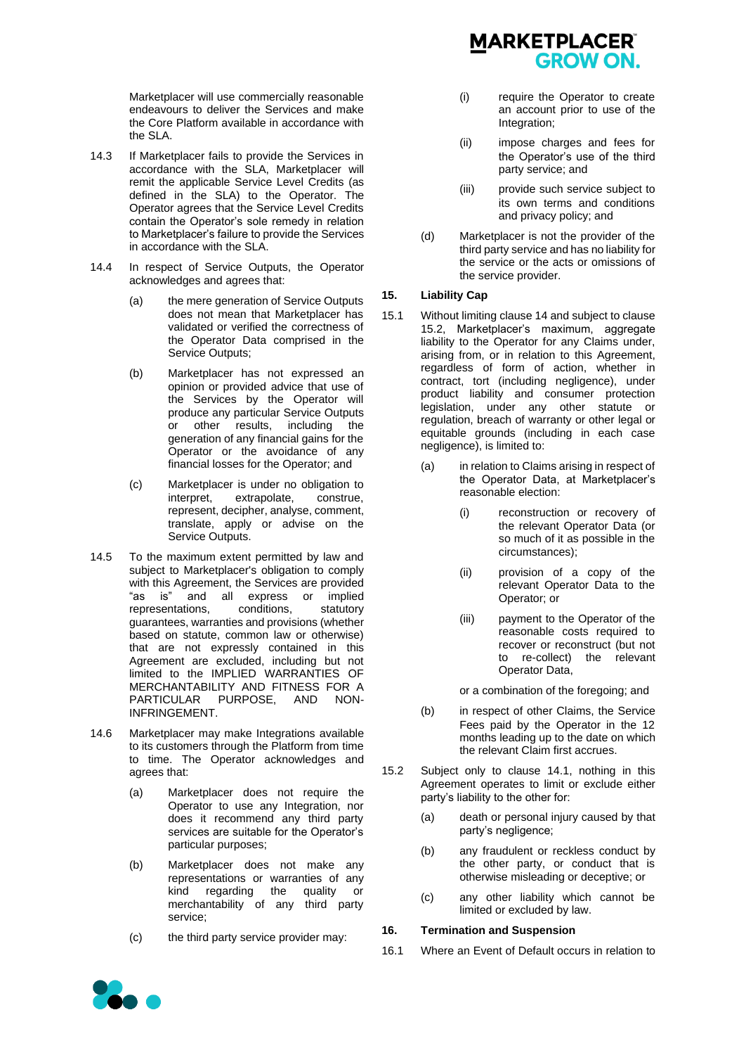Marketplacer will use commercially reasonable endeavours to deliver the Services and make the Core Platform available in accordance with the SLA.

14.3 If Marketplacer fails to provide the Services in accordance with the SLA, Marketplacer will remit the applicable Service Level Credits (as defined in the SLA) to the Operator. The Operator agrees that the Service Level Credits contain the Operator's sole remedy in relation to Marketplacer's failure to provide the Services in accordance with the SLA.

14.4 In respect of Service Outputs, the Operator acknowledges and agrees that:

(a) the mere generation of Service Outputs does not mean that Marketplacer has validated or verified the correctness of the Operator Data comprised in the Service Outputs;

(b) Marketplacer has not expressed an opinion or provided advice that use of the Services by the Operator will produce any particular Service Outputs or other results, including the generation of any financial gains for the Operator or the avoidance of any financial losses for the Operator; and

(c) Marketplacer is under no obligation to interpret, extrapolate, construe, represent, decipher, analyse, comment, translate, apply or advise on the Service Outputs.

14.5 To the maximum extent permitted by law and subject to Marketplacer's obligation to comply with this Agreement, the Services are provided "as is" and all express or implied representations, conditions, statutory guarantees, warranties and provisions (whether based on statute, common law or otherwise) that are not expressly contained in this Agreement are excluded, including but not limited to the IMPLIED WARRANTIES OF MERCHANTABILITY AND FITNESS FOR A PARTICULAR PURPOSE, AND NON-INFRINGEMENT.

14.6 Marketplacer may make Integrations available to its customers through the Platform from time to time. The Operator acknowledges and agrees that:

(a) Marketplacer does not require the Operator to use any Integration, nor does it recommend any third party services are suitable for the Operator's particular purposes;

(b) Marketplacer does not make any representations or warranties of any kind regarding the quality or merchantability of any third party service;

(c) the third party service provider may:

(i) require the Operator to create an account prior to use of the Integration;

(ii) impose charges and fees for the Operator's use of the third party service; and

(iii) provide such service subject to its own terms and conditions and privacy policy; and

(d) Marketplacer is not the provider of the third party service and has no liability for the service or the acts or omissions of the service provider.

**15. Liability Cap**

15.1 Without limiting clause 14 and subject to clause 15.2, Marketplacer's maximum, aggregate liability to the Operator for any Claims under, arising from, or in relation to this Agreement, regardless of form of action, whether in contract, tort (including negligence), under product liability and consumer protection legislation, under any other statute or regulation, breach of warranty or other legal or equitable grounds (including in each case negligence), is limited to:

(a) in relation to Claims arising in respect of the Operator Data, at Marketplacer's reasonable election:

(i) reconstruction or recovery of the relevant Operator Data (or so much of it as possible in the circumstances);

(ii) provision of a copy of the relevant Operator Data to the Operator; or

(iii) payment to the Operator of the reasonable costs required to recover or reconstruct (but not to re-collect) the relevant Operator Data,

or a combination of the foregoing; and

(b) in respect of other Claims, the Service Fees paid by the Operator in the 12 months leading up to the date on which the relevant Claim first accrues.

15.2 Subject only to clause 14.1, nothing in this Agreement operates to limit or exclude either party's liability to the other for:

(a) death or personal injury caused by that party's negligence;

(b) any fraudulent or reckless conduct by the other party, or conduct that is otherwise misleading or deceptive; or

(c) any other liability which cannot be limited or excluded by law.

**16. Termination and Suspension**

16.1 Where an Event of Default occurs in relation to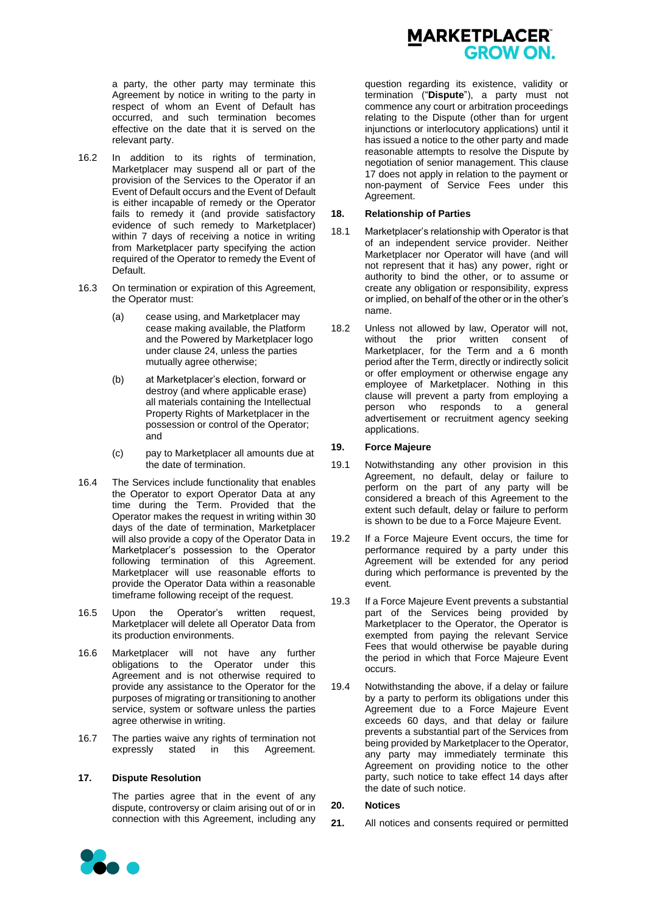a party, the other party may terminate this Agreement by notice in writing to the party in respect of whom an Event of Default has occurred, and such termination becomes effective on the date that it is served on the relevant party.

16.2 In addition to its rights of termination, Marketplacer may suspend all or part of the provision of the Services to the Operator if an Event of Default occurs and the Event of Default is either incapable of remedy or the Operator fails to remedy it (and provide satisfactory evidence of such remedy to Marketplacer) within 7 days of receiving a notice in writing from Marketplacer party specifying the action required of the Operator to remedy the Event of Default.

16.3 On termination or expiration of this Agreement, the Operator must:

(a) cease using, and Marketplacer may cease making available, the Platform and the Powered by Marketplacer logo under clause 24, unless the parties mutually agree otherwise;

(b) at Marketplacer's election, forward or destroy (and where applicable erase) all materials containing the Intellectual Property Rights of Marketplacer in the possession or control of the Operator; and

(c) pay to Marketplacer all amounts due at the date of termination.

16.4 The Services include functionality that enables the Operator to export Operator Data at any time during the Term. Provided that the Operator makes the request in writing within 30 days of the date of termination, Marketplacer will also provide a copy of the Operator Data in Marketplacer's possession to the Operator following termination of this Agreement. Marketplacer will use reasonable efforts to provide the Operator Data within a reasonable timeframe following receipt of the request.

16.5 Upon the Operator's written request, Marketplacer will delete all Operator Data from its production environments.

16.6 Marketplacer will not have any further obligations to the Operator under this Agreement and is not otherwise required to provide any assistance to the Operator for the purposes of migrating or transitioning to another service, system or software unless the parties agree otherwise in writing.

16.7 The parties waive any rights of termination not expressly stated in this Agreement.

## 17. Dispute Resolution

The parties agree that in the event of any dispute, controversy or claim arising out of or in connection with this Agreement, including any question regarding its existence, validity or termination ("**Dispute**"), a party must not commence any court or arbitration proceedings relating to the Dispute (other than for urgent injunctions or interlocutory applications) until it has issued a notice to the other party and made reasonable attempts to resolve the Dispute by negotiation of senior management. This clause 17 does not apply in relation to the payment or non-payment of Service Fees under this Agreement.

## 18. Relationship of Parties

18.1 Marketplacer's relationship with Operator is that of an independent service provider. Neither Marketplacer nor Operator will have (and will not represent that it has) any power, right or authority to bind the other, or to assume or create any obligation or responsibility, express or implied, on behalf of the other or in the other's name.

18.2 Unless not allowed by law, Operator will not, without the prior written consent of Marketplacer, for the Term and a 6 month period after the Term, directly or indirectly solicit or offer employment or otherwise engage any employee of Marketplacer. Nothing in this clause will prevent a party from employing a person who responds to a general advertisement or recruitment agency seeking applications.

## 19. Force Majeure

19.1 Notwithstanding any other provision in this Agreement, no default, delay or failure to perform on the part of any party will be considered a breach of this Agreement to the extent such default, delay or failure to perform is shown to be due to a Force Majeure Event.

19.2 If a Force Majeure Event occurs, the time for performance required by a party under this Agreement will be extended for any period during which performance is prevented by the event.

19.3 If a Force Majeure Event prevents a substantial part of the Services being provided by Marketplacer to the Operator, the Operator is exempted from paying the relevant Service Fees that would otherwise be payable during the period in which that Force Majeure Event occurs.

19.4 Notwithstanding the above, if a delay or failure by a party to perform its obligations under this Agreement due to a Force Majeure Event exceeds 60 days, and that delay or failure prevents a substantial part of the Services from being provided by Marketplacer to the Operator, any party may immediately terminate this Agreement on providing notice to the other party, such notice to take effect 14 days after the date of such notice.

## 20. Notices

## 21.

All notices and consents required or permitted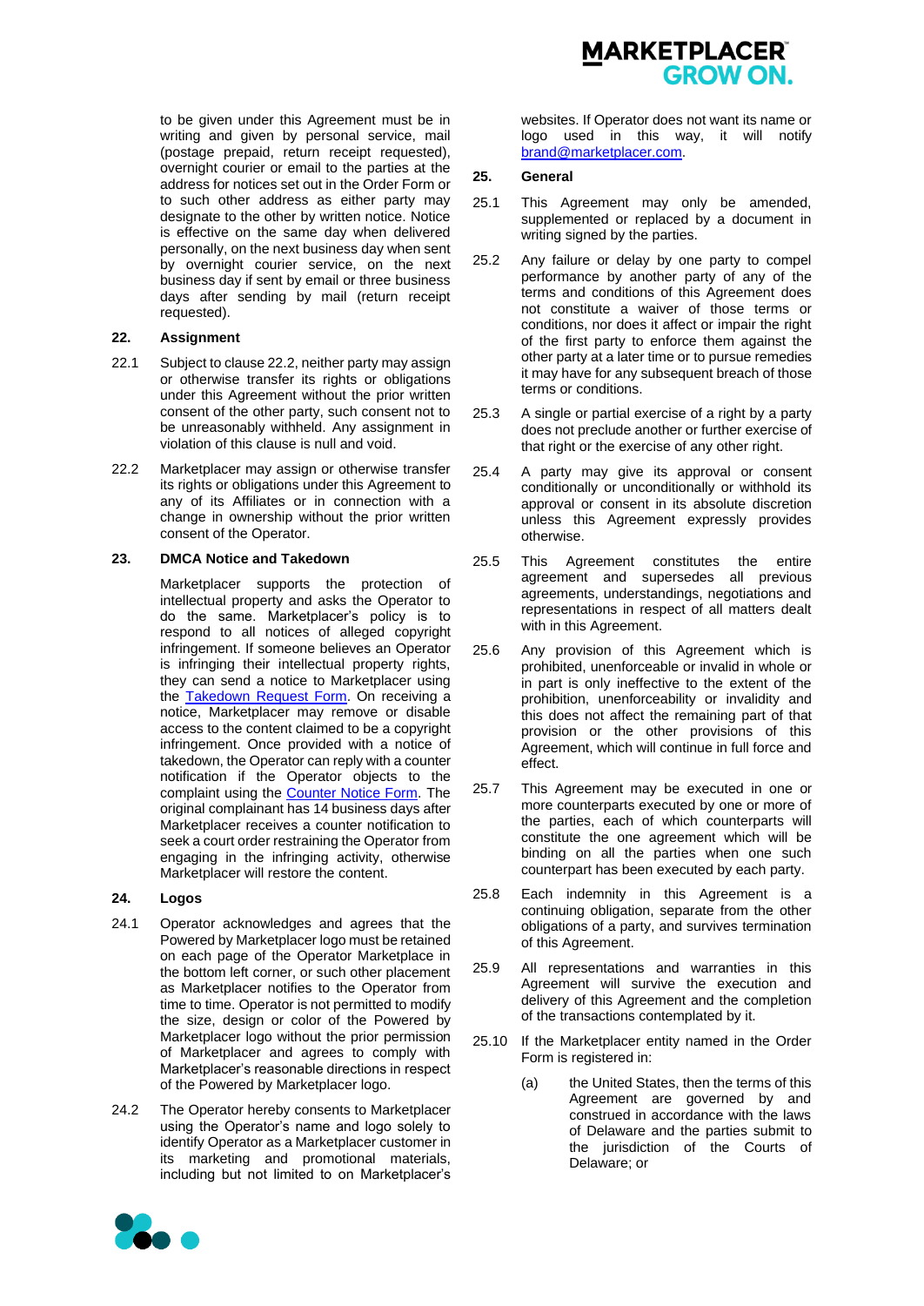to be given under this Agreement must be in writing and given by personal service, mail (postage prepaid, return receipt requested), overnight courier or email to the parties at the address for notices set out in the Order Form or to such other address as either party may designate to the other by written notice. Notice is effective on the same day when delivered personally, on the next business day when sent by overnight courier service, on the next business day if sent by email or three business days after sending by mail (return receipt requested).

## 22. Assignment

22.1 Subject to clause 22.2, neither party may assign or otherwise transfer its rights or obligations under this Agreement without the prior written consent of the other party, such consent not to be unreasonably withheld. Any assignment in violation of this clause is null and void.

22.2 Marketplacer may assign or otherwise transfer its rights or obligations under this Agreement to any of its Affiliates or in connection with a change in ownership without the prior written consent of the Operator.

## 23. DMCA Notice and Takedown

Marketplacer supports the protection of intellectual property and asks the Operator to do the same. Marketplacer's policy is to respond to all notices of alleged copyright infringement. If someone believes an Operator is infringing their intellectual property rights, they can send a notice to Marketplacer using the [Takedown Request Form](). On receiving a notice, Marketplacer may remove or disable access to the content claimed to be a copyright infringement. Once provided with a notice of takedown, the Operator can reply with a counter notification if the Operator objects to the complaint using the [Counter Notice Form](). The original complainant has 14 business days after Marketplacer receives a counter notification to seek a court order restraining the Operator from engaging in the infringing activity, otherwise Marketplacer will restore the content.

## 24. Logos

24.1 Operator acknowledges and agrees that the Powered by Marketplacer logo must be retained on each page of the Operator Marketplace in the bottom left corner, or such other placement as Marketplacer notifies to the Operator from time to time. Operator is not permitted to modify the size, design or color of the Powered by Marketplacer logo without the prior permission of Marketplacer and agrees to comply with Marketplacer's reasonable directions in respect of the Powered by Marketplacer logo.

24.2 The Operator hereby consents to Marketplacer using the Operator's name and logo solely to identify Operator as a Marketplacer customer in its marketing and promotional materials, including but not limited to on Marketplacer's websites. If Operator does not want its name or logo used in this way, it will notify [brand@marketplacer.com](mailto:brand@marketplacer.com).

## 25. General

25.1 This Agreement may only be amended, supplemented or replaced by a document in writing signed by the parties.

25.2 Any failure or delay by one party to compel performance by another party of any of the terms and conditions of this Agreement does not constitute a waiver of those terms or conditions, nor does it affect or impair the right of the first party to enforce them against the other party at a later time or to pursue remedies it may have for any subsequent breach of those terms or conditions.

25.3 A single or partial exercise of a right by a party does not preclude another or further exercise of that right or the exercise of any other right.

25.4 A party may give its approval or consent conditionally or unconditionally or withhold its approval or consent in its absolute discretion unless this Agreement expressly provides otherwise.

25.5 This Agreement constitutes the entire agreement and supersedes all previous agreements, understandings, negotiations and representations in respect of all matters dealt with in this Agreement.

25.6 Any provision of this Agreement which is prohibited, unenforceable or invalid in whole or in part is only ineffective to the extent of the prohibition, unenforceability or invalidity and this does not affect the remaining part of that provision or the other provisions of this Agreement, which will continue in full force and effect.

25.7 This Agreement may be executed in one or more counterparts executed by one or more of the parties, each of which counterparts will constitute the one agreement which will be binding on all the parties when one such counterpart has been executed by each party.

25.8 Each indemnity in this Agreement is a continuing obligation, separate from the other obligations of a party, and survives termination of this Agreement.

25.9 All representations and warranties in this Agreement will survive the execution and delivery of this Agreement and the completion of the transactions contemplated by it.

25.10 If the Marketplacer entity named in the Order Form is registered in:

(a) the United States, then the terms of this Agreement are governed by and construed in accordance with the laws of Delaware and the parties submit to the jurisdiction of the Courts of Delaware; or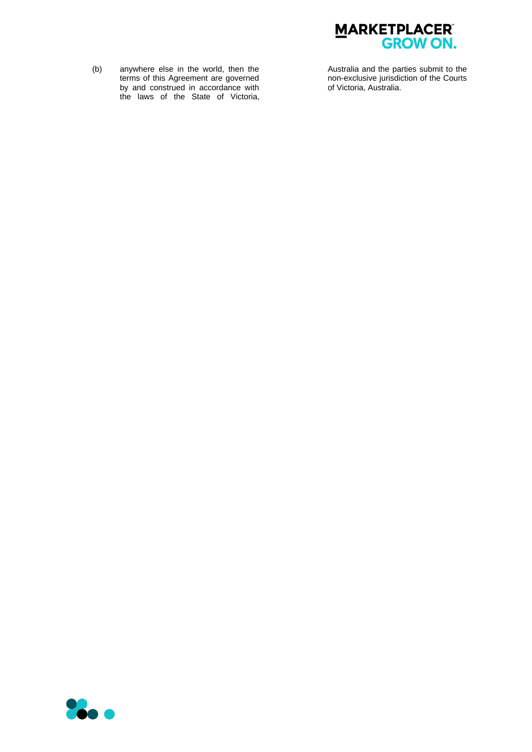(b) anywhere else in the world, then the terms of this Agreement are governed by and construed in accordance with the laws of the State of Victoria, Australia and the parties submit to the non-exclusive jurisdiction of the Courts of Victoria, Australia.